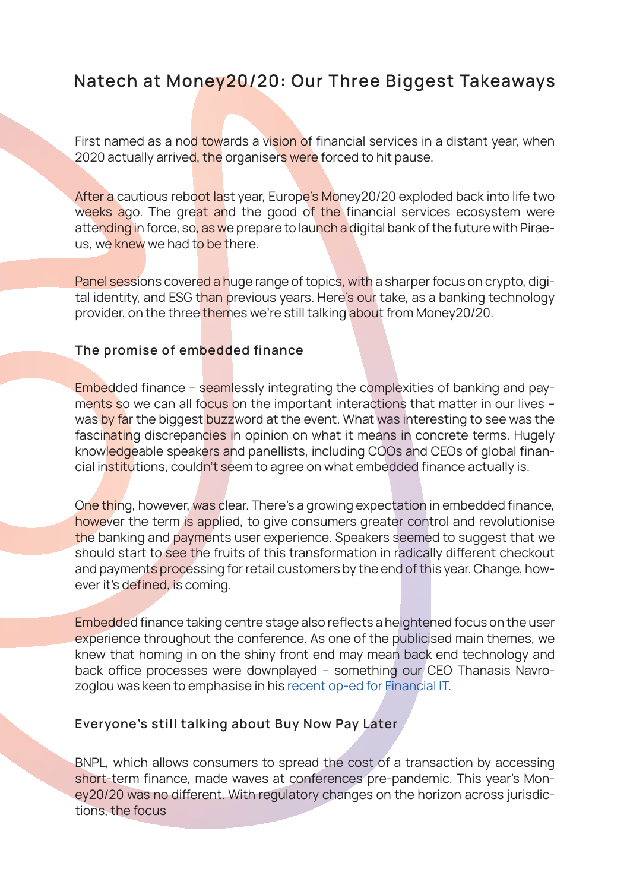# Natech at Money20/20: Our Three Biggest Takeaways

First named as a nod towards a vision of financial services in a distant year, when 2020 actually arrived, the organisers were forced to hit pause.

After a cautious reboot last year, Europe's Money20/20 exploded back into life two weeks ago. The great and the good of the financial services ecosystem were attending in force, so, as we prepare to launch a digital bank of the future with Piraeus, we knew we had to be there.

Panel sessions covered a huge range of topics, with a sharper focus on crypto, digital identity, and ESG than previous years. Here's our take, as a banking technology provider, on the three themes we're still talking about from Money20/20.

### The promise of embedded finance

Embedded finance – seamlessly integrating the complexities of banking and payments so we can all focus on the important interactions that matter in our lives – was by far the biggest buzzword at the event. What was interesting to see was the fascinating discrepancies in opinion on what it means in concrete terms. Hugely knowledgeable speakers and panellists, including COOs and CEOs of global financial institutions, couldn't seem to agree on what embedded finance actually is.

One thing, however, was clear. There's a growing expectation in embedded finance, however the term is applied, to give consumers greater control and revolutionise the banking and payments user experience. Speakers seemed to suggest that we should start to see the fruits of this transformation in radically different checkout and payments processing for retail customers by the end of this year. Change, however it's defined, is coming.

Embedded finance taking centre stage also reflects a heightened focus on the user experience throughout the conference. As one of the publicised main themes, we knew that homing in on the shiny front end may mean back end technology and back office processes were downplayed – something our CEO Thanasis Navrozoglou was keen to emphasise in his recent op-ed for Financial IT.

### Everyone's still talking about Buy Now Pay Later

BNPL, which allows consumers to spread the cost of a transaction by accessing short-term finance, made waves at conferences pre-pandemic. This year's Money20/20 was no different. With regulatory changes on the horizon across jurisdictions, the focus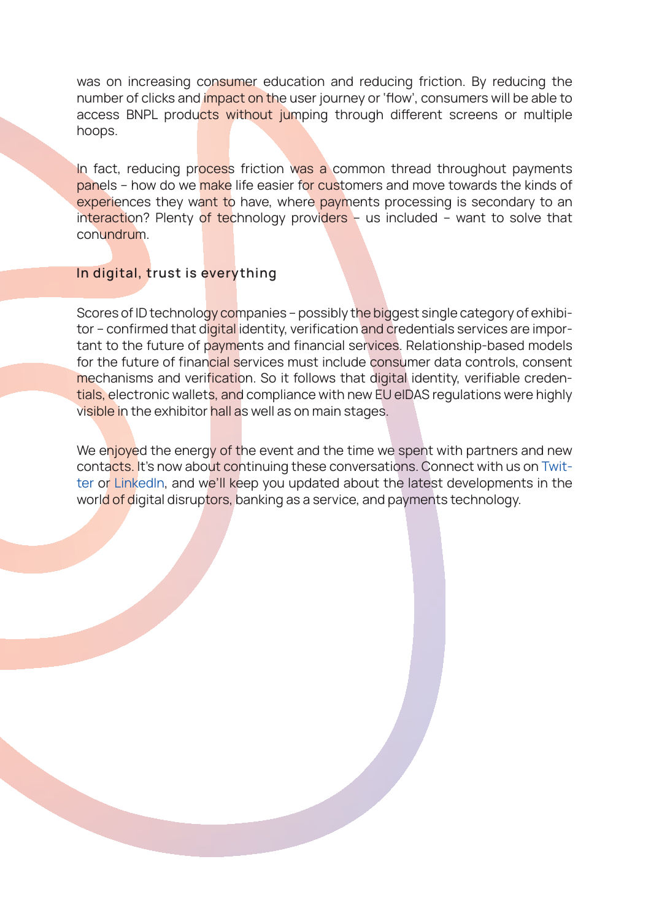was on increasing consumer education and reducing friction. By reducing the number of clicks and impact on the user journey or 'flow', consumers will be able to access BNPL products without jumping through different screens or multiple hoops.

In fact, reducing process friction was a common thread throughout payments panels – how do we make life easier for customers and move towards the kinds of experiences they want to have, where payments processing is secondary to an interaction? Plenty of technology providers – us included – want to solve that conundrum.

### In digital, trust is everything

Scores of ID technology companies – possibly the biggest single category of exhibitor – confirmed that digital identity, verification and credentials services are important to the future of payments and financial services. Relationship-based models for the future of financial services must include consumer data controls, consent mechanisms and verification. So it follows that digital identity, verifiable credentials, electronic wallets, and compliance with new EU eIDAS regulations were highly visible in the exhibitor hall as well as on main stages.

We enjoyed the energy of the event and the time we spent with partners and new contacts. It's now about continuing these conversations. Connect with us on Twitter or LinkedIn, and we'll keep you updated about the latest developments in the world of digital disruptors, banking as a service, and payments technology.